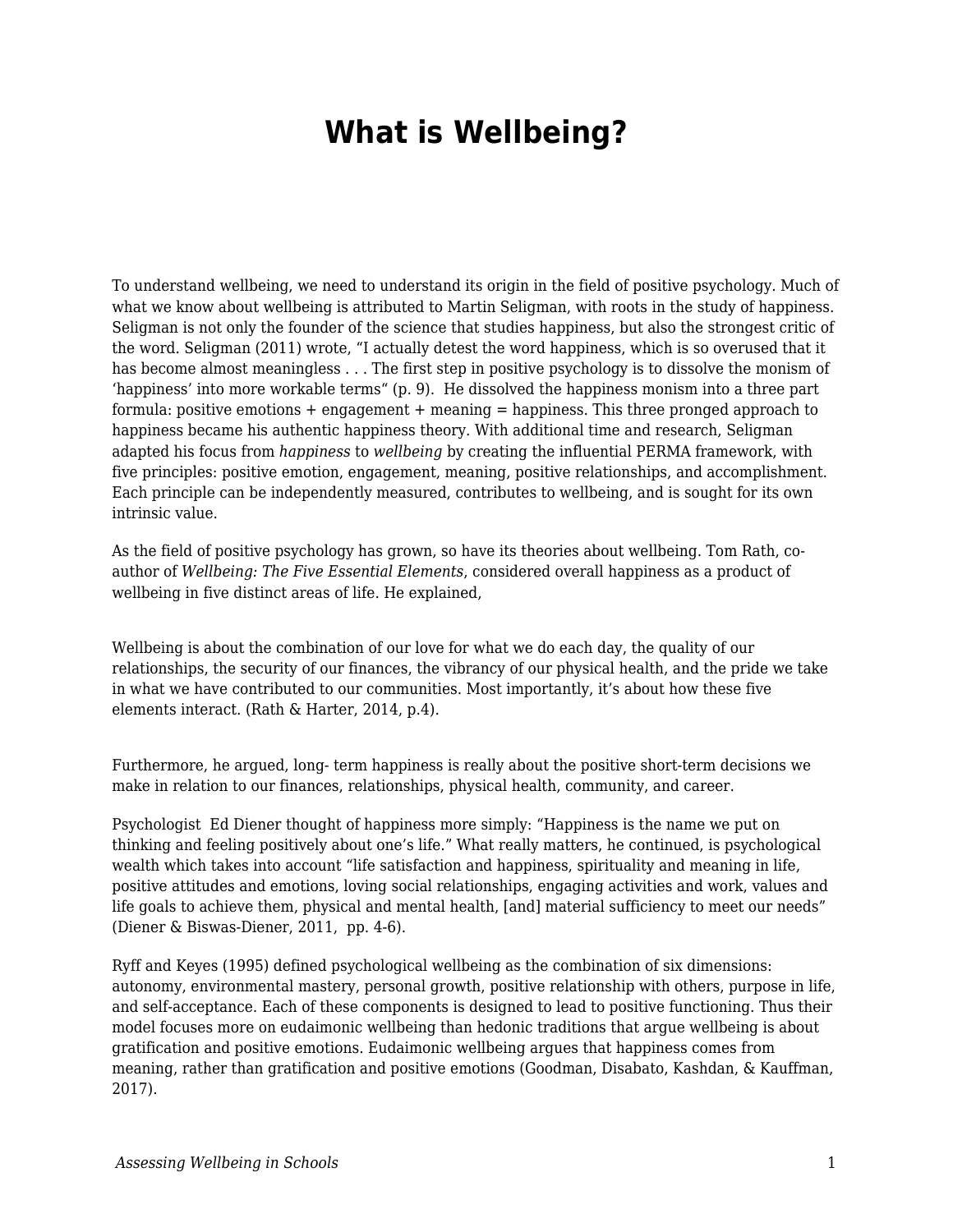# What is Wellbeing?

To understand wellbeing, we need to understand its origin in the field of positive psychology. Much of what we know about wellbeing is attributed to Martin Seligman, with roots in the study of happiness. Seligman is not only the founder of the science that studies happiness, but also the strongest critic of the word. Seligman (2011) wrote, “I actually detest the word happiness, which is so overused that it has become almost meaningless . . . The first step in positive psychology is to dissolve the monism of ‘happiness’ into more workable terms“ (p. 9). He dissolved the happiness monism into a three part formula: positive emotions + engagement + meaning = happiness. This three pronged approach to happiness became his authentic happiness theory. With additional time and research, Seligman adapted his focus from *happiness* to *wellbeing* by creating the influential PERMA framework, with five principles: positive emotion, engagement, meaning, positive relationships, and accomplishment. Each principle can be independently measured, contributes to wellbeing, and is sought for its own intrinsic value.

As the field of positive psychology has grown, so have its theories about wellbeing. Tom Rath, co-author of *Wellbeing: The Five Essential Elements*, considered overall happiness as a product of wellbeing in five distinct areas of life. He explained,

Wellbeing is about the combination of our love for what we do each day, the quality of our relationships, the security of our finances, the vibrancy of our physical health, and the pride we take in what we have contributed to our communities. Most importantly, it’s about how these five elements interact. (Rath & Harter, 2014, p.4).

Furthermore, he argued, long- term happiness is really about the positive short-term decisions we make in relation to our finances, relationships, physical health, community, and career.

Psychologist Ed Diener thought of happiness more simply: “Happiness is the name we put on thinking and feeling positively about one’s life.” What really matters, he continued, is psychological wealth which takes into account “life satisfaction and happiness, spirituality and meaning in life, positive attitudes and emotions, loving social relationships, engaging activities and work, values and life goals to achieve them, physical and mental health, [and] material sufficiency to meet our needs” (Diener & Biswas-Diener, 2011, pp. 4-6).

Ryff and Keyes (1995) defined psychological wellbeing as the combination of six dimensions: autonomy, environmental mastery, personal growth, positive relationship with others, purpose in life, and self-acceptance. Each of these components is designed to lead to positive functioning. Thus their model focuses more on eudaimonic wellbeing than hedonic traditions that argue wellbeing is about gratification and positive emotions. Eudaimonic wellbeing argues that happiness comes from meaning, rather than gratification and positive emotions (Goodman, Disabato, Kashdan, & Kauffman, 2017).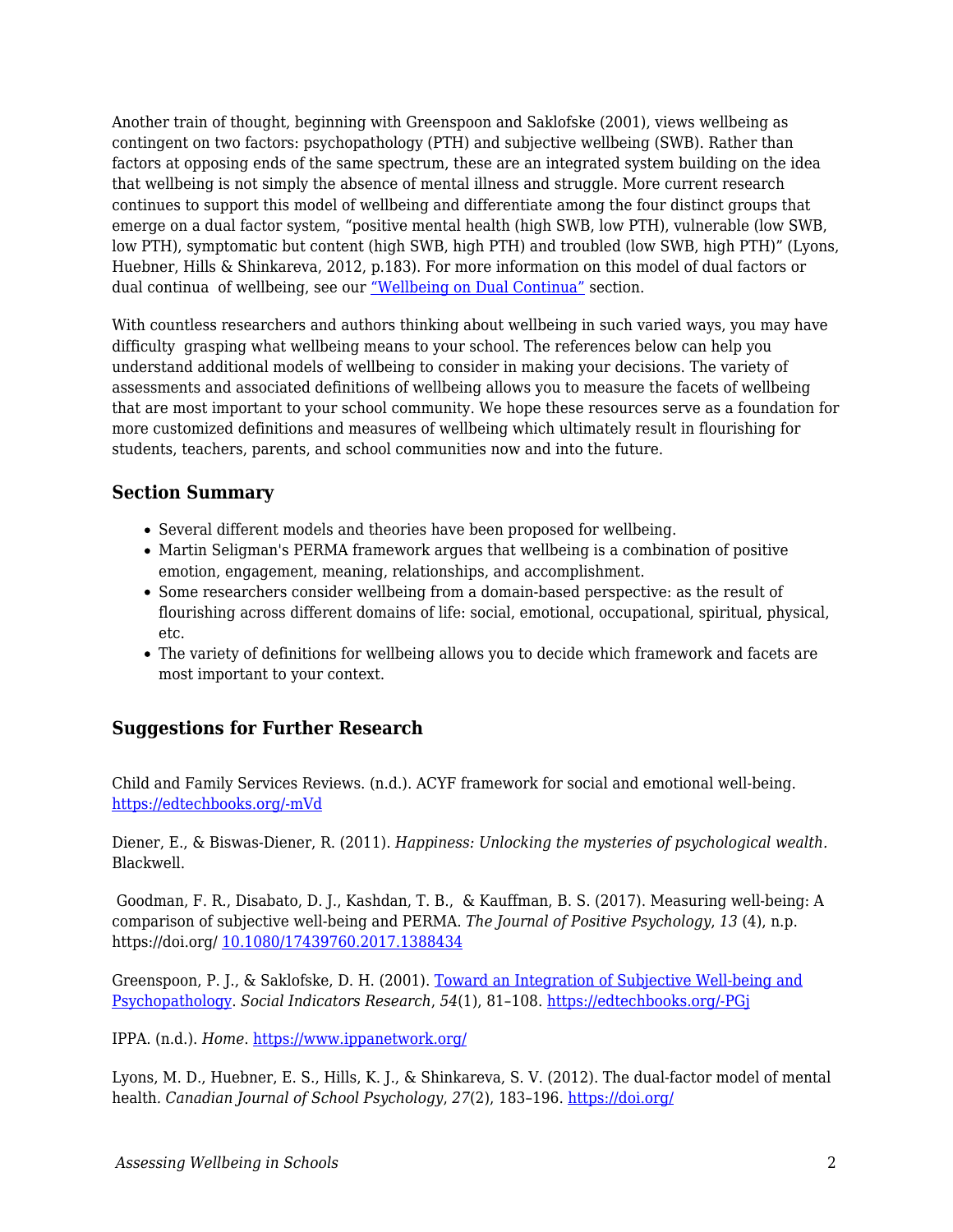Another train of thought, beginning with Greenspoon and Saklofske (2001), views wellbeing as contingent on two factors: psychopathology (PTH) and subjective wellbeing (SWB). Rather than factors at opposing ends of the same spectrum, these are an integrated system building on the idea that wellbeing is not simply the absence of mental illness and struggle. More current research continues to support this model of wellbeing and differentiate among the four distinct groups that emerge on a dual factor system, "positive mental health (high SWB, low PTH), vulnerable (low SWB, low PTH), symptomatic but content (high SWB, high PTH) and troubled (low SWB, high PTH)" (Lyons, Huebner, Hills & Shinkareva, 2012, p.183). For more information on this model of dual factors or dual continua of wellbeing, see our ["Wellbeing on Dual Continua"]() section.

With countless researchers and authors thinking about wellbeing in such varied ways, you may have difficulty grasping what wellbeing means to your school. The references below can help you understand additional models of wellbeing to consider in making your decisions. The variety of assessments and associated definitions of wellbeing allows you to measure the facets of wellbeing that are most important to your school community. We hope these resources serve as a foundation for more customized definitions and measures of wellbeing which ultimately result in flourishing for students, teachers, parents, and school communities now and into the future.

### Section Summary

- Several different models and theories have been proposed for wellbeing.
- Martin Seligman's PERMA framework argues that wellbeing is a combination of positive emotion, engagement, meaning, relationships, and accomplishment.
- Some researchers consider wellbeing from a domain-based perspective: as the result of flourishing across different domains of life: social, emotional, occupational, spiritual, physical, etc.
- The variety of definitions for wellbeing allows you to decide which framework and facets are most important to your context.

### Suggestions for Further Research

Child and Family Services Reviews. (n.d.). ACYF framework for social and emotional well-being. https://edtechbooks.org/-mVd

Diener, E., & Biswas-Diener, R. (2011). *Happiness: Unlocking the mysteries of psychological wealth.* Blackwell.

Goodman, F. R., Disabato, D. J., Kashdan, T. B., & Kauffman, B. S. (2017). Measuring well-being: A comparison of subjective well-being and PERMA. *The Journal of Positive Psychology*, *13* (4), n.p. https://doi.org/ 10.1080/17439760.2017.1388434

Greenspoon, P. J., & Saklofske, D. H. (2001). [Toward an Integration of Subjective Well-being and Psychopathology](). *Social Indicators Research*, *54*(1), 81–108. https://edtechbooks.org/-PGj

IPPA. (n.d.). *Home*. https://www.ippanetwork.org/

Lyons, M. D., Huebner, E. S., Hills, K. J., & Shinkareva, S. V. (2012). The dual-factor model of mental health. *Canadian Journal of School Psychology*, *27*(2), 183–196. https://doi.org/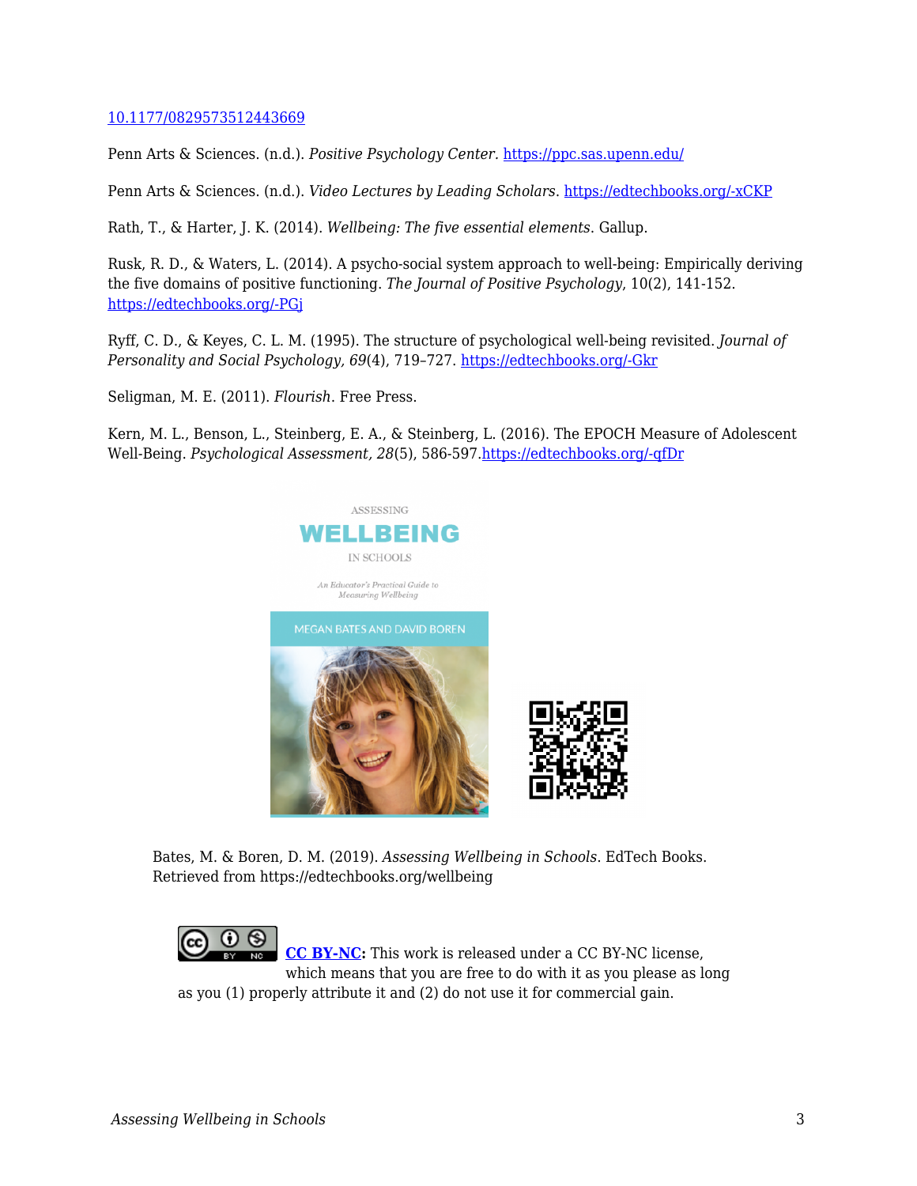10.1177/0829573512443669

Penn Arts & Sciences. (n.d.). *Positive Psychology Center.* https://ppc.sas.upenn.edu/

Penn Arts & Sciences. (n.d.). *Video Lectures by Leading Scholars*. https://edtechbooks.org/-xCKP

Rath, T., & Harter, J. K. (2014). *Wellbeing: The five essential elements*. Gallup.

Rusk, R. D., & Waters, L. (2014). A psycho-social system approach to well-being: Empirically deriving the five domains of positive functioning. *The Journal of Positive Psychology*, 10(2), 141-152. https://edtechbooks.org/-PGj

Ryff, C. D., & Keyes, C. L. M. (1995). The structure of psychological well-being revisited. *Journal of Personality and Social Psychology, 69*(4), 719–727. https://edtechbooks.org/-Gkr

Seligman, M. E. (2011). *Flourish*. Free Press.

Kern, M. L., Benson, L., Steinberg, E. A., & Steinberg, L. (2016). The EPOCH Measure of Adolescent Well-Being. *Psychological Assessment, 28*(5), 586-597.https://edtechbooks.org/-qfDr

Bates, M. & Boren, D. M. (2019). *Assessing Wellbeing in Schools*. EdTech Books. Retrieved from https://edtechbooks.org/wellbeing

**CC BY-NC:** This work is released under a CC BY-NC license, which means that you are free to do with it as you please as long as you (1) properly attribute it and (2) do not use it for commercial gain.